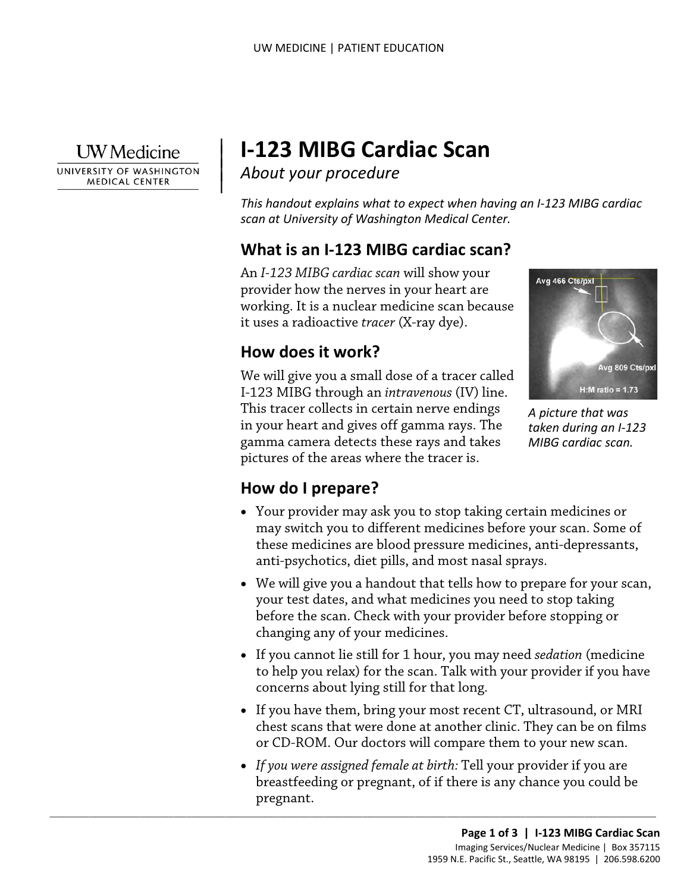# I-123 MIBG Cardiac Scan

*About your procedure*

*This handout explains what to expect when having an I-123 MIBG cardiac scan at University of Washington Medical Center.*

## What is an I-123 MIBG cardiac scan?

An *I-123 MIBG cardiac scan* will show your provider how the nerves in your heart are working. It is a nuclear medicine scan because it uses a radioactive *tracer* (X-ray dye).

## How does it work?

We will give you a small dose of a tracer called I-123 MIBG through an *intravenous* (IV) line. This tracer collects in certain nerve endings in your heart and gives off gamma rays. The gamma camera detects these rays and takes pictures of the areas where the tracer is.

*A picture that was taken during an I-123 MIBG cardiac scan.*

## How do I prepare?

- Your provider may ask you to stop taking certain medicines or may switch you to different medicines before your scan. Some of these medicines are blood pressure medicines, anti-depressants, anti-psychotics, diet pills, and most nasal sprays.
- We will give you a handout that tells how to prepare for your scan, your test dates, and what medicines you need to stop taking before the scan. Check with your provider before stopping or changing any of your medicines.
- If you cannot lie still for 1 hour, you may need *sedation* (medicine to help you relax) for the scan. Talk with your provider if you have concerns about lying still for that long.
- If you have them, bring your most recent CT, ultrasound, or MRI chest scans that were done at another clinic. They can be on films or CD-ROM. Our doctors will compare them to your new scan.
- *If you were assigned female at birth:* Tell your provider if you are breastfeeding or pregnant, of if there is any chance you could be pregnant.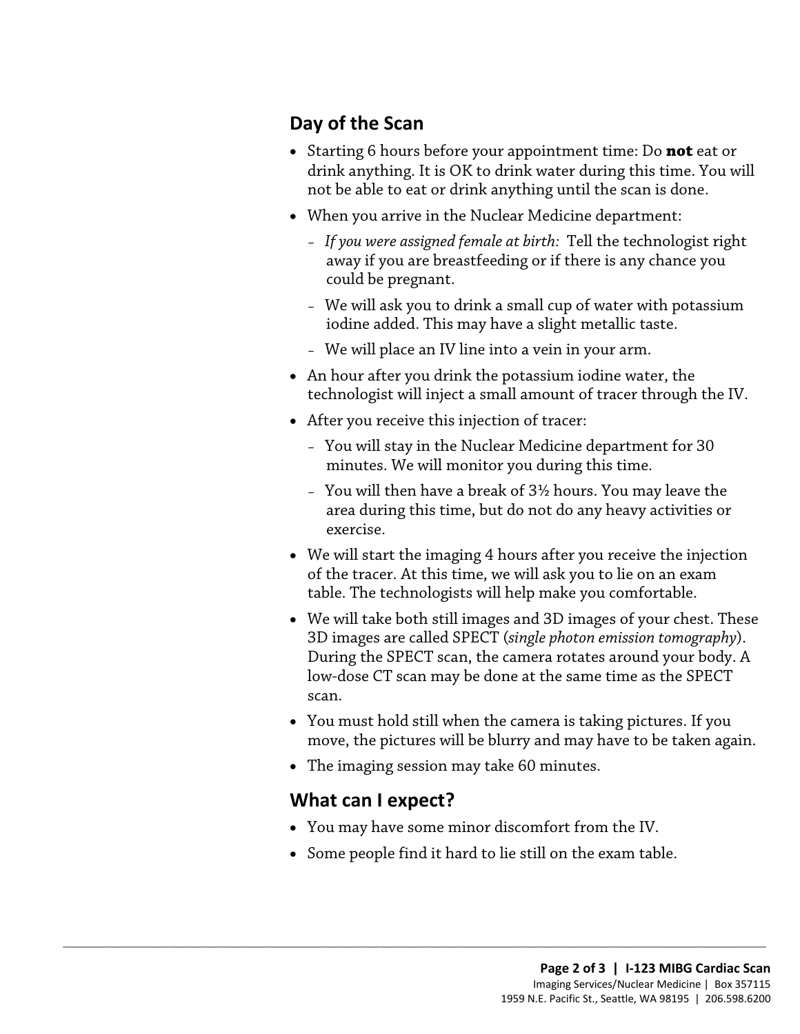## Day of the Scan

- Starting 6 hours before your appointment time: Do **not** eat or drink anything. It is OK to drink water during this time. You will not be able to eat or drink anything until the scan is done.
- When you arrive in the Nuclear Medicine department:
  - *If you were assigned female at birth:* Tell the technologist right away if you are breastfeeding or if there is any chance you could be pregnant.
  - We will ask you to drink a small cup of water with potassium iodine added. This may have a slight metallic taste.
  - We will place an IV line into a vein in your arm.
- An hour after you drink the potassium iodine water, the technologist will inject a small amount of tracer through the IV.
- After you receive this injection of tracer:
  - You will stay in the Nuclear Medicine department for 30 minutes. We will monitor you during this time.
  - You will then have a break of 3½ hours. You may leave the area during this time, but do not do any heavy activities or exercise.
- We will start the imaging 4 hours after you receive the injection of the tracer. At this time, we will ask you to lie on an exam table. The technologists will help make you comfortable.
- We will take both still images and 3D images of your chest. These 3D images are called SPECT (*single photon emission tomography*). During the SPECT scan, the camera rotates around your body. A low-dose CT scan may be done at the same time as the SPECT scan.
- You must hold still when the camera is taking pictures. If you move, the pictures will be blurry and may have to be taken again.
- The imaging session may take 60 minutes.

## What can I expect?

- You may have some minor discomfort from the IV.
- Some people find it hard to lie still on the exam table.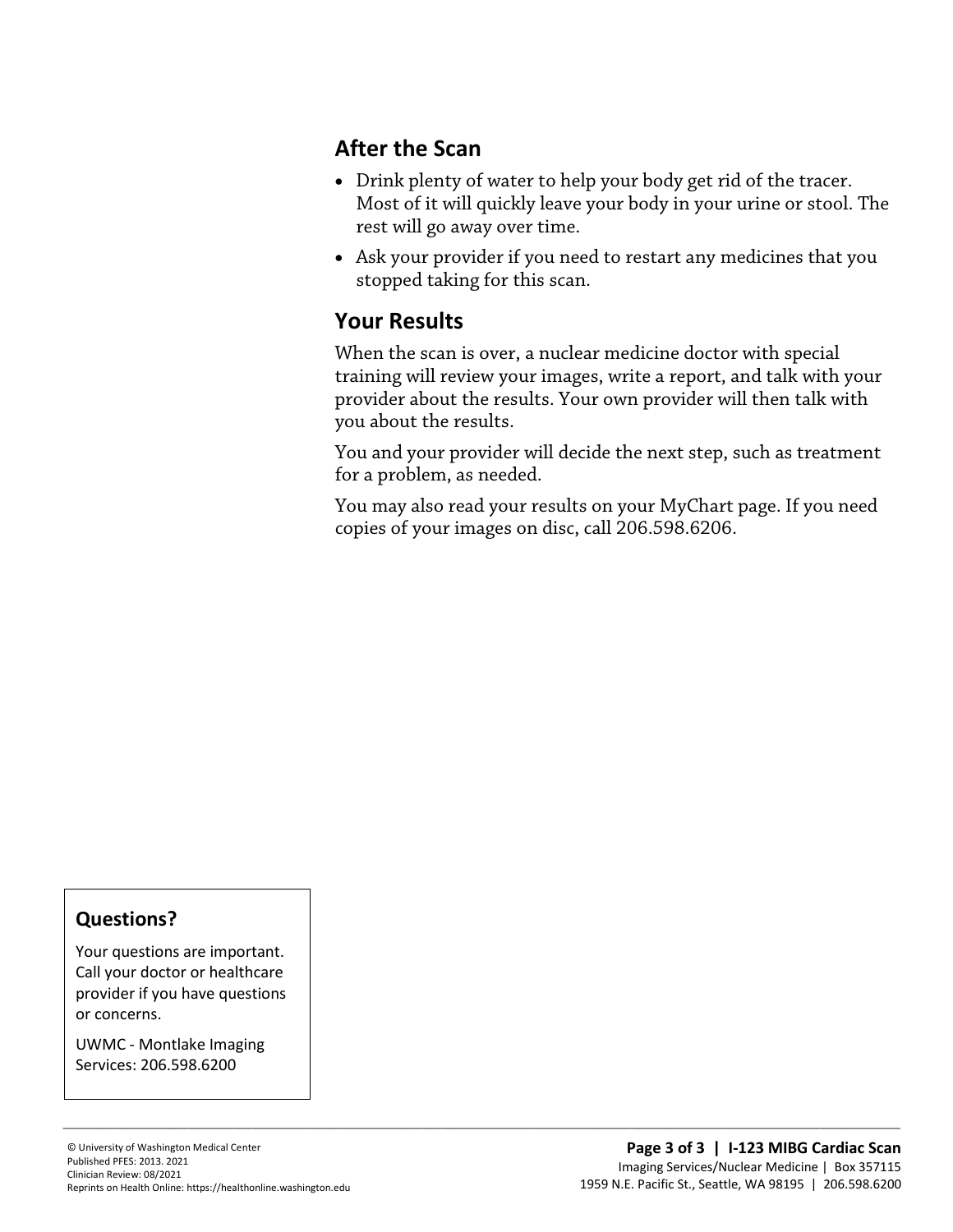## After the Scan

- Drink plenty of water to help your body get rid of the tracer. Most of it will quickly leave your body in your urine or stool. The rest will go away over time.
- Ask your provider if you need to restart any medicines that you stopped taking for this scan.

## Your Results

When the scan is over, a nuclear medicine doctor with special training will review your images, write a report, and talk with your provider about the results. Your own provider will then talk with you about the results.

You and your provider will decide the next step, such as treatment for a problem, as needed.

You may also read your results on your MyChart page. If you need copies of your images on disc, call 206.598.6206.

### Questions?

Your questions are important. Call your doctor or healthcare provider if you have questions or concerns.

UWMC - Montlake Imaging Services: 206.598.6200

© University of Washington Medical Center
Published PFES: 2013. 2021
Clinician Review: 08/2021
Reprints on Health Online: https://healthonline.washington.edu

Imaging Services/Nuclear Medicine | Box 357115
1959 N.E. Pacific St., Seattle, WA 98195 | 206.598.6200